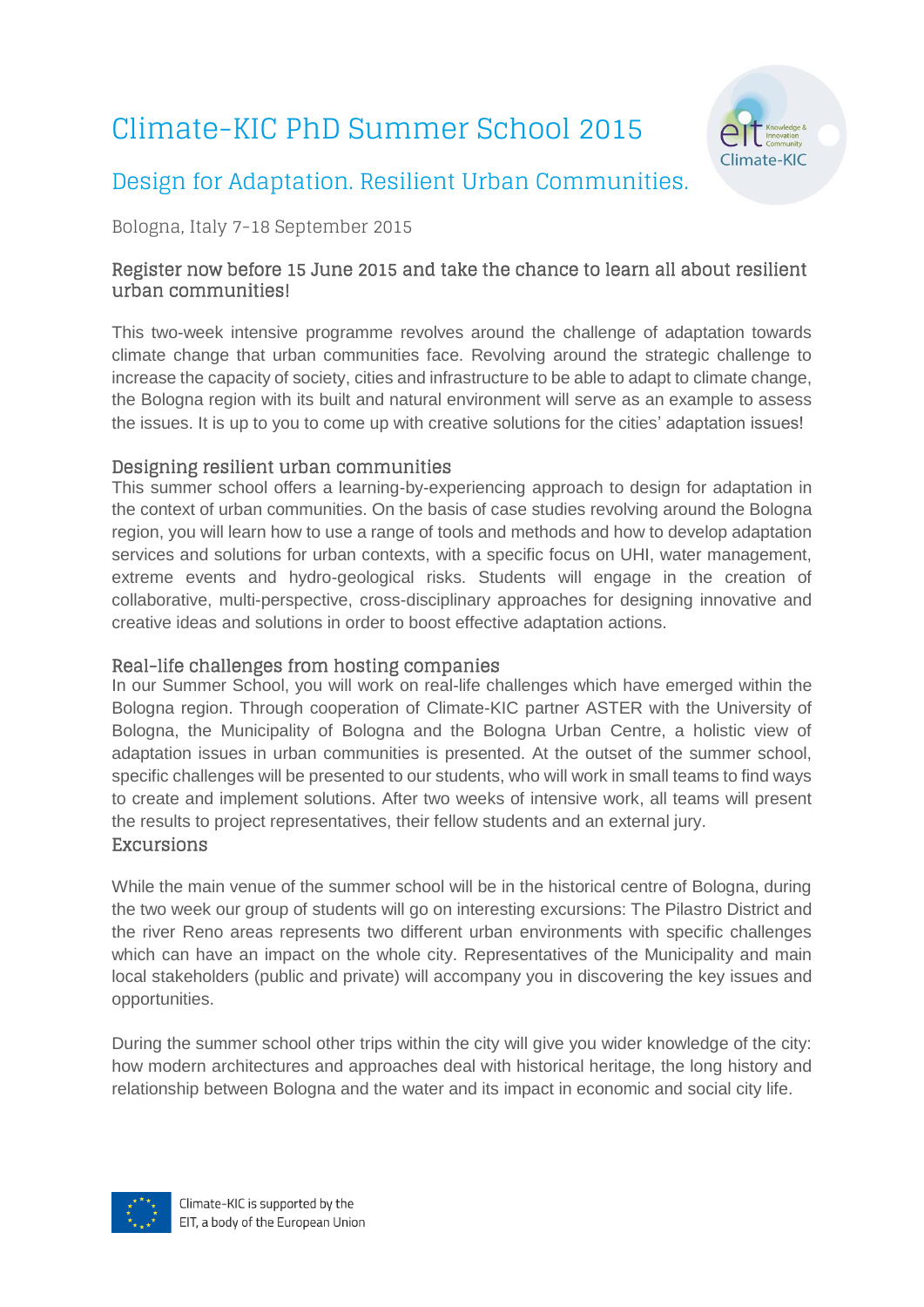# Climate-KIC PhD Summer School 2015

## Design for Adaptation. Resilient Urban Communities.

Bologna, Italy 7-18 September 2015

### Register now before 15 June 2015 and take the chance to learn all about resilient urban communities!

This two-week intensive programme revolves around the challenge of adaptation towards climate change that urban communities face. Revolving around the strategic challenge to increase the capacity of society, cities and infrastructure to be able to adapt to climate change, the Bologna region with its built and natural environment will serve as an example to assess the issues. It is up to you to come up with creative solutions for the cities' adaptation issues!

### Designing resilient urban communities

This summer school offers a learning-by-experiencing approach to design for adaptation in the context of urban communities. On the basis of case studies revolving around the Bologna region, you will learn how to use a range of tools and methods and how to develop adaptation services and solutions for urban contexts, with a specific focus on UHI, water management, extreme events and hydro-geological risks. Students will engage in the creation of collaborative, multi-perspective, cross-disciplinary approaches for designing innovative and creative ideas and solutions in order to boost effective adaptation actions.

### Real-life challenges from hosting companies

In our Summer School, you will work on real-life challenges which have emerged within the Bologna region. Through cooperation of Climate-KIC partner ASTER with the University of Bologna, the Municipality of Bologna and the Bologna Urban Centre, a holistic view of adaptation issues in urban communities is presented. At the outset of the summer school, specific challenges will be presented to our students, who will work in small teams to find ways to create and implement solutions. After two weeks of intensive work, all teams will present the results to project representatives, their fellow students and an external jury.

### Excursions

While the main venue of the summer school will be in the historical centre of Bologna, during the two week our group of students will go on interesting excursions: The Pilastro District and the river Reno areas represents two different urban environments with specific challenges which can have an impact on the whole city. Representatives of the Municipality and main local stakeholders (public and private) will accompany you in discovering the key issues and opportunities.

During the summer school other trips within the city will give you wider knowledge of the city: how modern architectures and approaches deal with historical heritage, the long history and relationship between Bologna and the water and its impact in economic and social city life.

Climate-KIC is supported by the EIT, a body of the European Union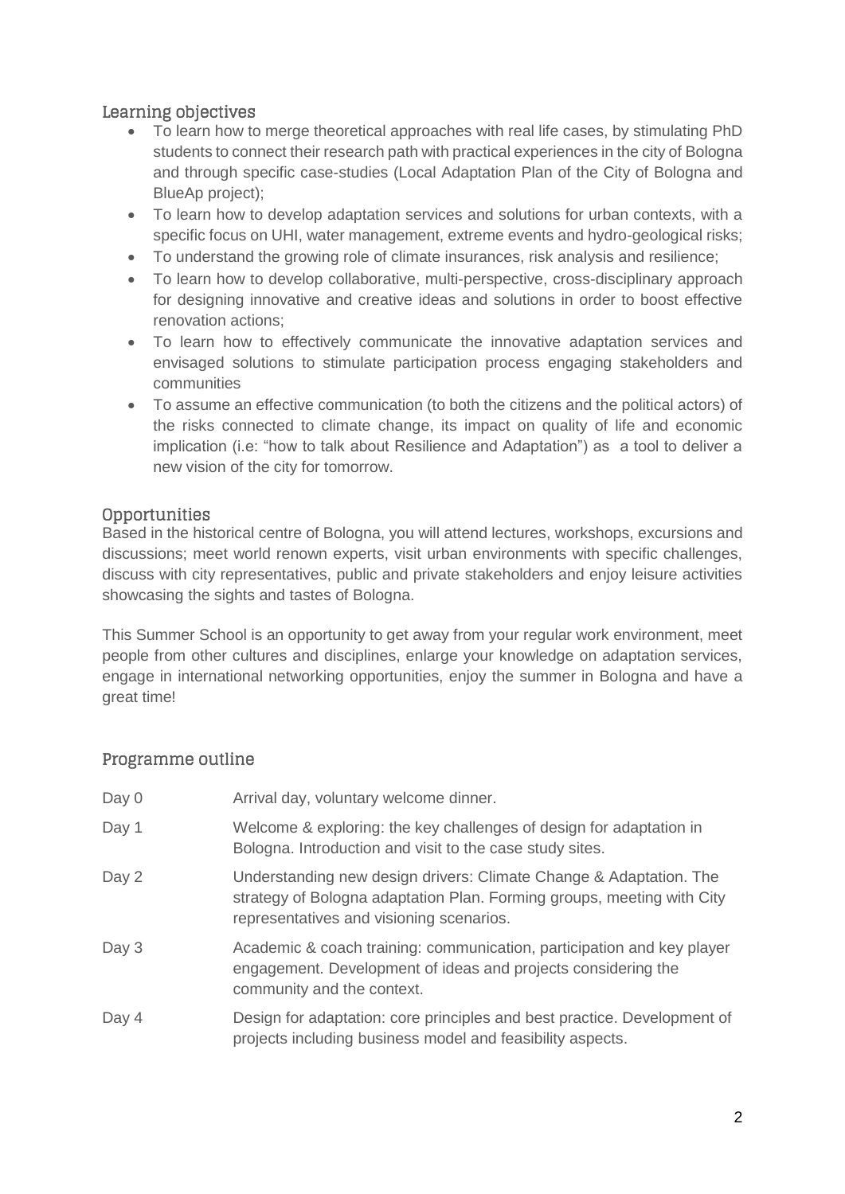## Learning objectives

- To learn how to merge theoretical approaches with real life cases, by stimulating PhD students to connect their research path with practical experiences in the city of Bologna and through specific case-studies (Local Adaptation Plan of the City of Bologna and BlueAp project);
- To learn how to develop adaptation services and solutions for urban contexts, with a specific focus on UHI, water management, extreme events and hydro-geological risks;
- To understand the growing role of climate insurances, risk analysis and resilience;
- To learn how to develop collaborative, multi-perspective, cross-disciplinary approach for designing innovative and creative ideas and solutions in order to boost effective renovation actions;
- To learn how to effectively communicate the innovative adaptation services and envisaged solutions to stimulate participation process engaging stakeholders and communities
- To assume an effective communication (to both the citizens and the political actors) of the risks connected to climate change, its impact on quality of life and economic implication (i.e: "how to talk about Resilience and Adaptation") as a tool to deliver a new vision of the city for tomorrow.

## Opportunities

Based in the historical centre of Bologna, you will attend lectures, workshops, excursions and discussions; meet world renown experts, visit urban environments with specific challenges, discuss with city representatives, public and private stakeholders and enjoy leisure activities showcasing the sights and tastes of Bologna.

This Summer School is an opportunity to get away from your regular work environment, meet people from other cultures and disciplines, enlarge your knowledge on adaptation services, engage in international networking opportunities, enjoy the summer in Bologna and have a great time!

## Programme outline

| | |
|---|---|
| Day 0 | Arrival day, voluntary welcome dinner. |
| Day 1 | Welcome & exploring: the key challenges of design for adaptation in Bologna. Introduction and visit to the case study sites. |
| Day 2 | Understanding new design drivers: Climate Change & Adaptation. The strategy of Bologna adaptation Plan. Forming groups, meeting with City representatives and visioning scenarios. |
| Day 3 | Academic & coach training: communication, participation and key player engagement. Development of ideas and projects considering the community and the context. |
| Day 4 | Design for adaptation: core principles and best practice. Development of projects including business model and feasibility aspects. |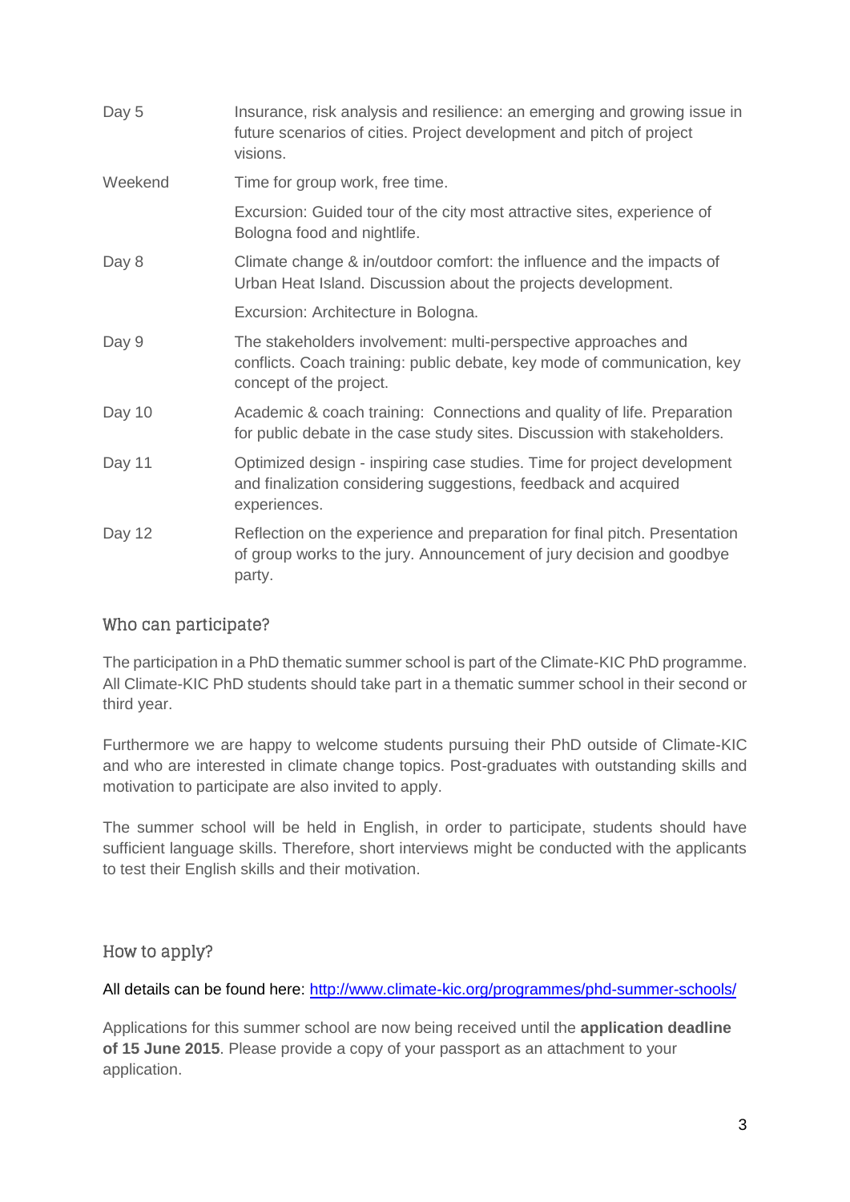| | |
|---|---|
| Day 5 | Insurance, risk analysis and resilience: an emerging and growing issue in future scenarios of cities. Project development and pitch of project visions. |
| Weekend | Time for group work, free time. |
| | Excursion: Guided tour of the city most attractive sites, experience of Bologna food and nightlife. |
| Day 8 | Climate change & in/outdoor comfort: the influence and the impacts of Urban Heat Island. Discussion about the projects development. |
| | Excursion: Architecture in Bologna. |
| Day 9 | The stakeholders involvement: multi-perspective approaches and conflicts. Coach training: public debate, key mode of communication, key concept of the project. |
| Day 10 | Academic & coach training: Connections and quality of life. Preparation for public debate in the case study sites. Discussion with stakeholders. |
| Day 11 | Optimized design - inspiring case studies. Time for project development and finalization considering suggestions, feedback and acquired experiences. |
| Day 12 | Reflection on the experience and preparation for final pitch. Presentation of group works to the jury. Announcement of jury decision and goodbye party. |

## Who can participate?

The participation in a PhD thematic summer school is part of the Climate-KIC PhD programme. All Climate-KIC PhD students should take part in a thematic summer school in their second or third year.

Furthermore we are happy to welcome students pursuing their PhD outside of Climate-KIC and who are interested in climate change topics. Post-graduates with outstanding skills and motivation to participate are also invited to apply.

The summer school will be held in English, in order to participate, students should have sufficient language skills. Therefore, short interviews might be conducted with the applicants to test their English skills and their motivation.

## How to apply?

All details can be found here: [http://www.climate-kic.org/programmes/phd-summer-schools/](http://www.climate-kic.org/programmes/phd-summer-schools/)

Applications for this summer school are now being received until the **application deadline of 15 June 2015**. Please provide a copy of your passport as an attachment to your application.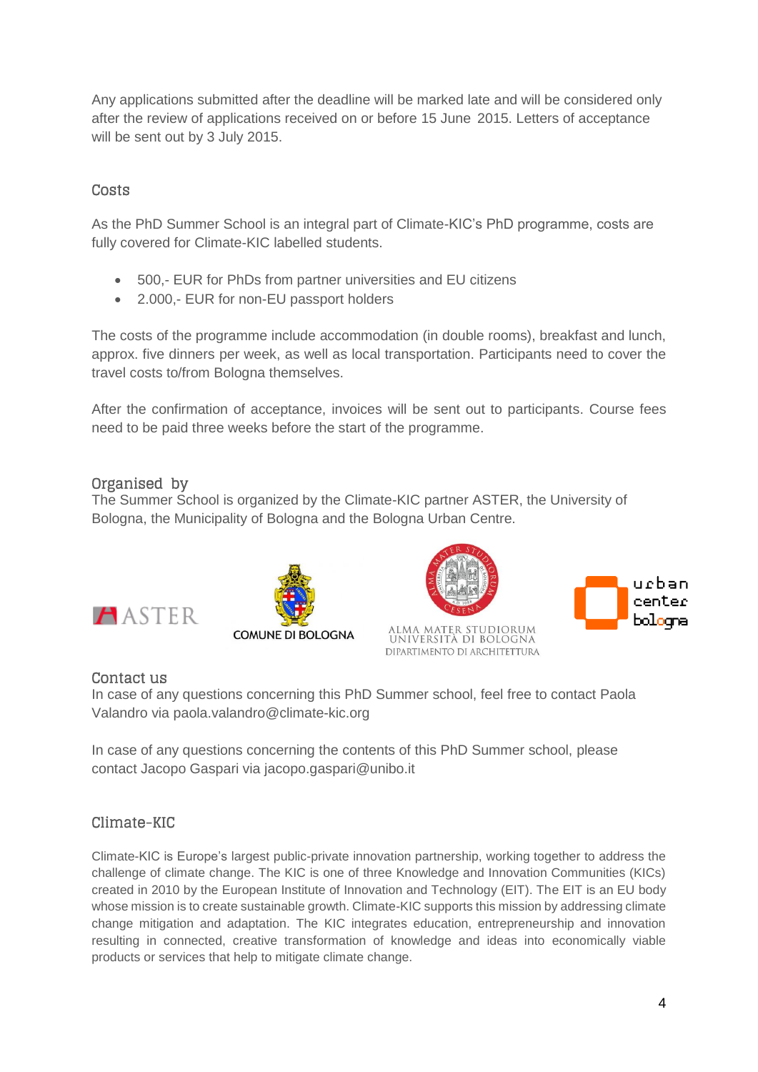Any applications submitted after the deadline will be marked late and will be considered only after the review of applications received on or before 15 June 2015. Letters of acceptance will be sent out by 3 July 2015.

## Costs

As the PhD Summer School is an integral part of Climate-KIC's PhD programme, costs are fully covered for Climate-KIC labelled students.

- 500,- EUR for PhDs from partner universities and EU citizens
- 2.000,- EUR for non-EU passport holders

The costs of the programme include accommodation (in double rooms), breakfast and lunch, approx. five dinners per week, as well as local transportation. Participants need to cover the travel costs to/from Bologna themselves.

After the confirmation of acceptance, invoices will be sent out to participants. Course fees need to be paid three weeks before the start of the programme.

## Organised by

The Summer School is organized by the Climate-KIC partner ASTER, the University of Bologna, the Municipality of Bologna and the Bologna Urban Centre.

ASTER

COMUNE DI BOLOGNA

ALMA MATER STUDIORUM
UNIVERSITÀ DI BOLOGNA
DIPARTIMENTO DI ARCHITETTURA

urban center bologna

## Contact us

In case of any questions concerning this PhD Summer school, feel free to contact Paola Valandro via paola.valandro@climate-kic.org

In case of any questions concerning the contents of this PhD Summer school, please contact Jacopo Gaspari via jacopo.gaspari@unibo.it

## Climate-KIC

Climate-KIC is Europe's largest public-private innovation partnership, working together to address the challenge of climate change. The KIC is one of three Knowledge and Innovation Communities (KICs) created in 2010 by the European Institute of Innovation and Technology (EIT). The EIT is an EU body whose mission is to create sustainable growth. Climate-KIC supports this mission by addressing climate change mitigation and adaptation. The KIC integrates education, entrepreneurship and innovation resulting in connected, creative transformation of knowledge and ideas into economically viable products or services that help to mitigate climate change.